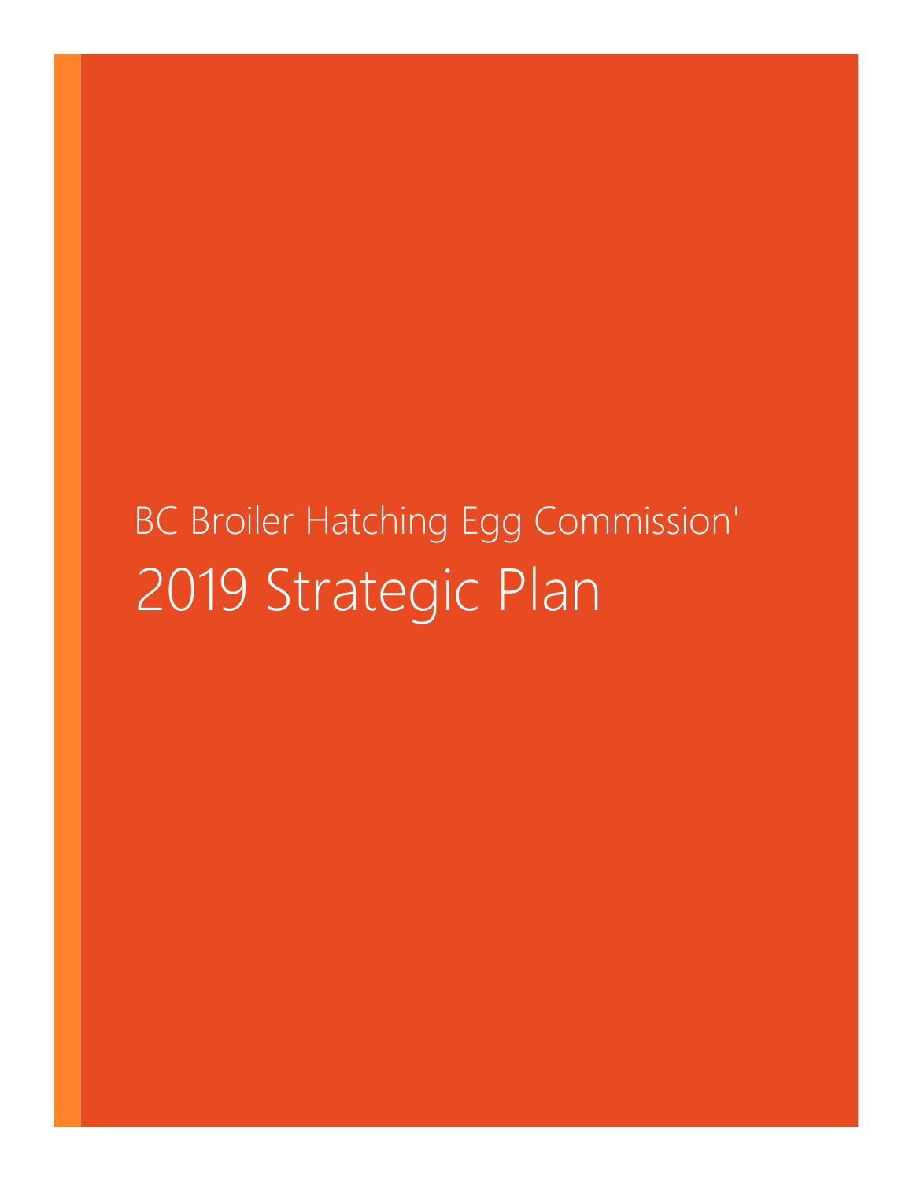BC Broiler Hatching Egg Commission'

# 2019 Strategic Plan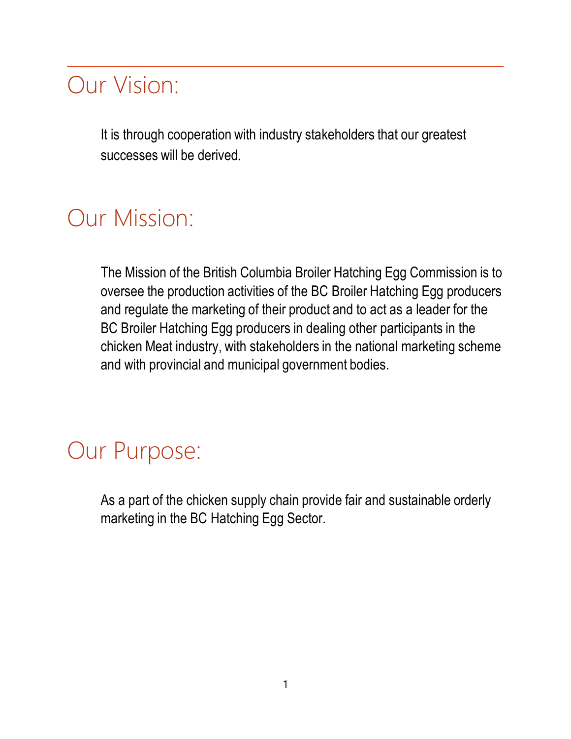# Our Vision:

It is through cooperation with industry stakeholders that our greatest successes will be derived.

# Our Mission:

The Mission of the British Columbia Broiler Hatching Egg Commission is to oversee the production activities of the BC Broiler Hatching Egg producers and regulate the marketing of their product and to act as a leader for the BC Broiler Hatching Egg producers in dealing other participants in the chicken Meat industry, with stakeholders in the national marketing scheme and with provincial and municipal government bodies.

# Our Purpose:

As a part of the chicken supply chain provide fair and sustainable orderly marketing in the BC Hatching Egg Sector.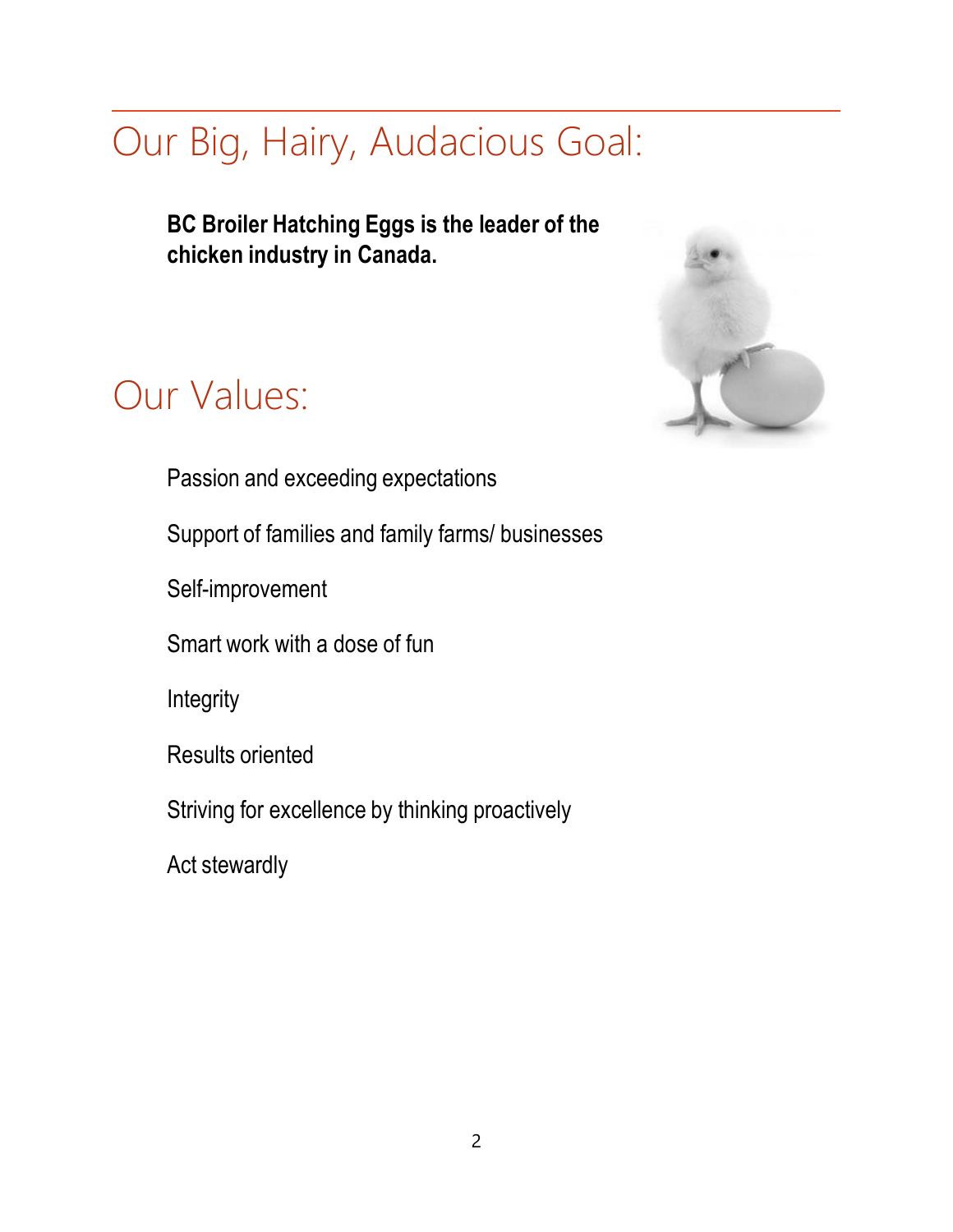# Our Big, Hairy, Audacious Goal:

**BC Broiler Hatching Eggs is the leader of the chicken industry in Canada.**

# Our Values:

Passion and exceeding expectations

Support of families and family farms/ businesses

Self-improvement

Smart work with a dose of fun

Integrity

Results oriented

Striving for excellence by thinking proactively

Act stewardly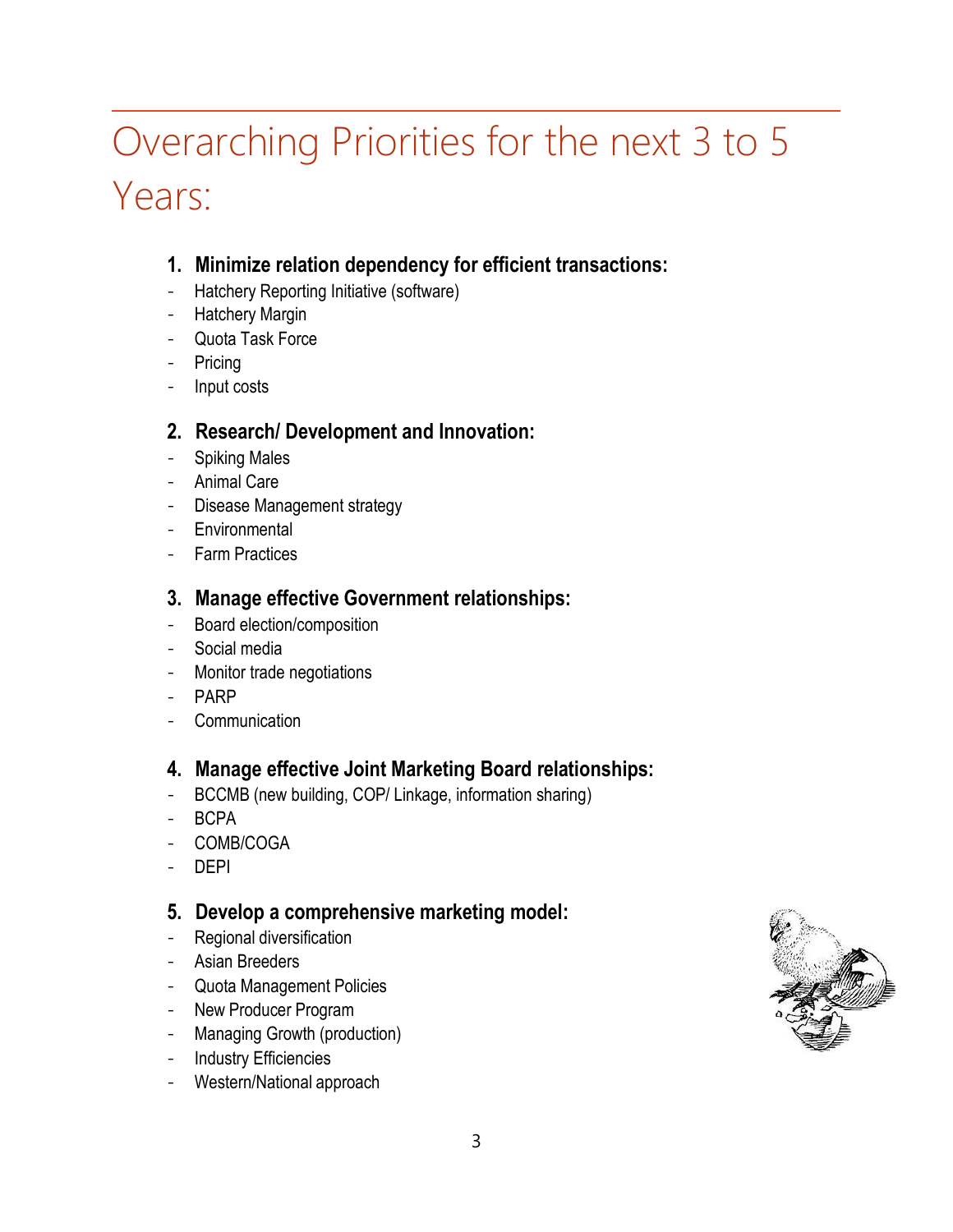# Overarching Priorities for the next 3 to 5 Years:

## 1. Minimize relation dependency for efficient transactions:

- Hatchery Reporting Initiative (software)
- Hatchery Margin
- Quota Task Force
- Pricing
- Input costs

## 2. Research/ Development and Innovation:

- Spiking Males
- Animal Care
- Disease Management strategy
- Environmental
- Farm Practices

## 3. Manage effective Government relationships:

- Board election/composition
- Social media
- Monitor trade negotiations
- PARP
- Communication

## 4. Manage effective Joint Marketing Board relationships:

- BCCMB (new building, COP/ Linkage, information sharing)
- BCPA
- COMB/COGA
- DEPI

## 5. Develop a comprehensive marketing model:

- Regional diversification
- Asian Breeders
- Quota Management Policies
- New Producer Program
- Managing Growth (production)
- Industry Efficiencies
- Western/National approach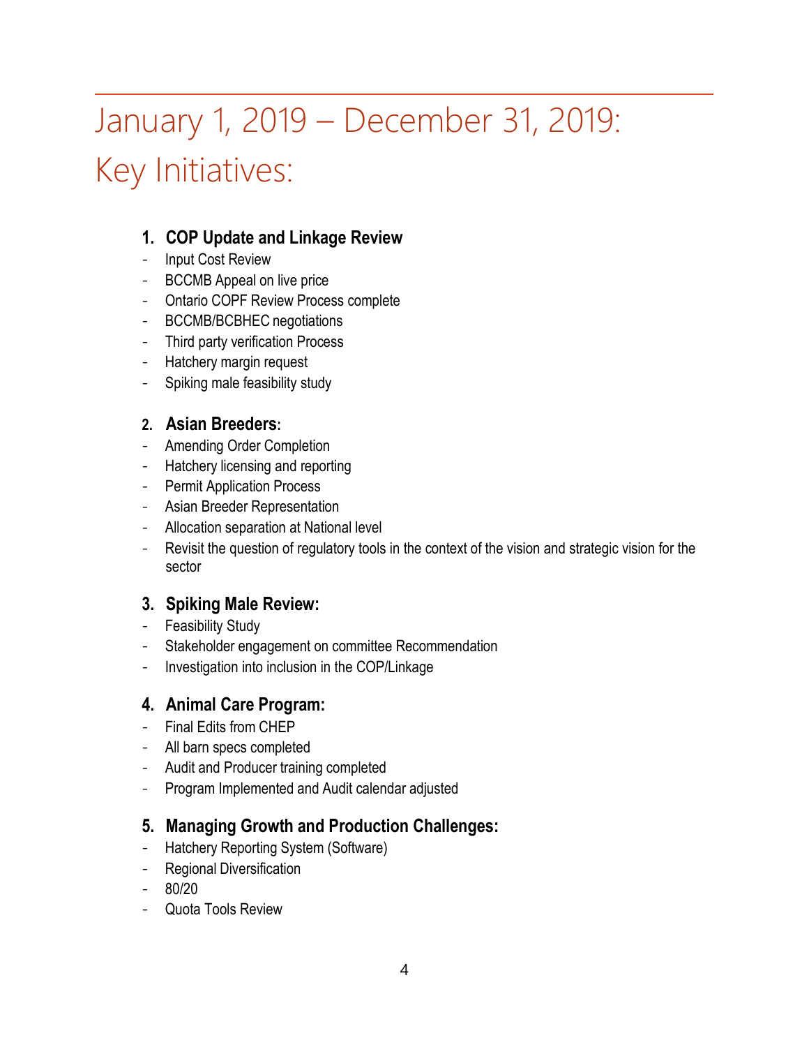# January 1, 2019 – December 31, 2019: Key Initiatives:

### 1. COP Update and Linkage Review

- Input Cost Review
- BCCMB Appeal on live price
- Ontario COPF Review Process complete
- BCCMB/BCBHEC negotiations
- Third party verification Process
- Hatchery margin request
- Spiking male feasibility study

### 2. Asian Breeders:

- Amending Order Completion
- Hatchery licensing and reporting
- Permit Application Process
- Asian Breeder Representation
- Allocation separation at National level
- Revisit the question of regulatory tools in the context of the vision and strategic vision for the sector

### 3. Spiking Male Review:

- Feasibility Study
- Stakeholder engagement on committee Recommendation
- Investigation into inclusion in the COP/Linkage

### 4. Animal Care Program:

- Final Edits from CHEP
- All barn specs completed
- Audit and Producer training completed
- Program Implemented and Audit calendar adjusted

### 5. Managing Growth and Production Challenges:

- Hatchery Reporting System (Software)
- Regional Diversification
- 80/20
- Quota Tools Review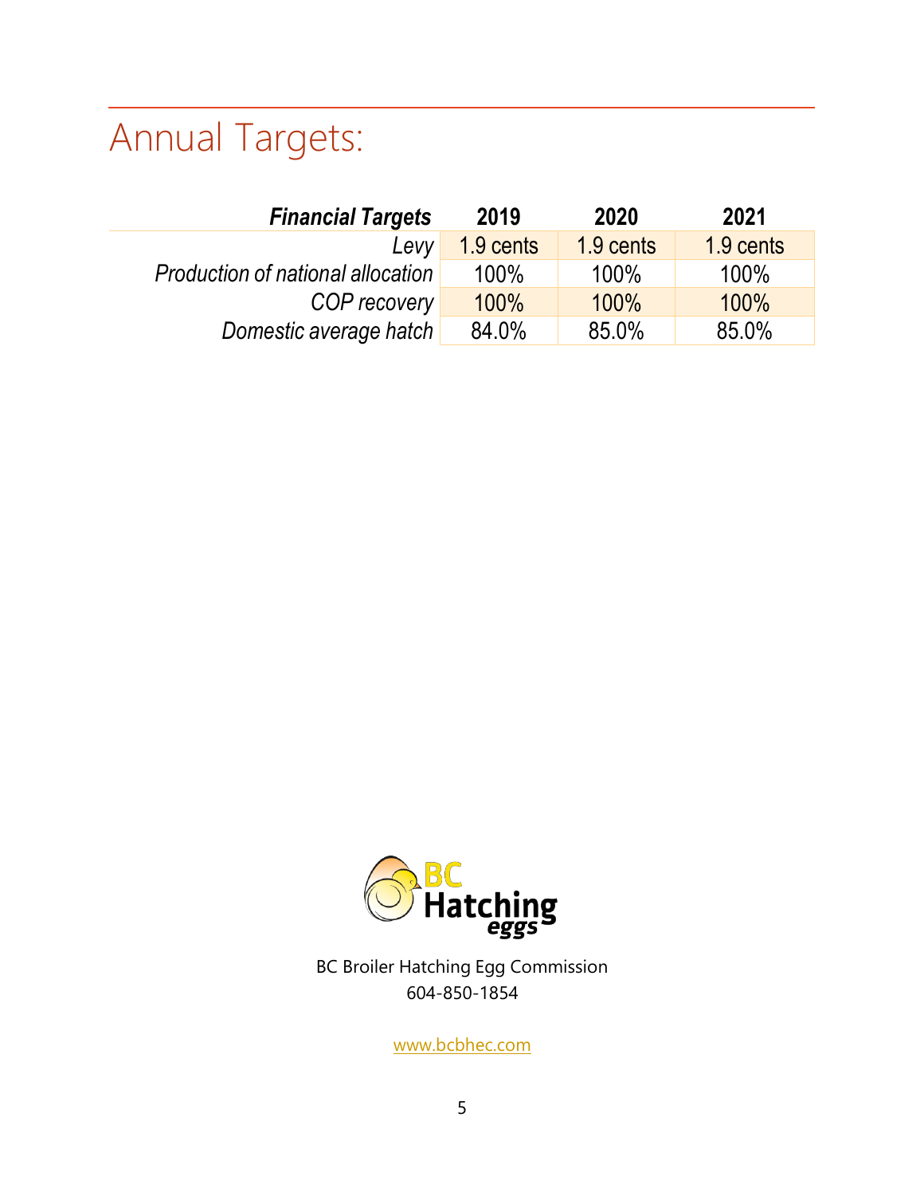# Annual Targets:

| ***Financial Targets*** | **2019** | **2020** | **2021** |
|---|---|---|---|
| *Levy* | 1.9 cents | 1.9 cents | 1.9 cents |
| *Production of national allocation* | 100% | 100% | 100% |
| *COP recovery* | 100% | 100% | 100% |
| *Domestic average hatch* | 84.0% | 85.0% | 85.0% |

BC Hatching eggs

BC Broiler Hatching Egg Commission
604-850-1854

www.bcbhec.com